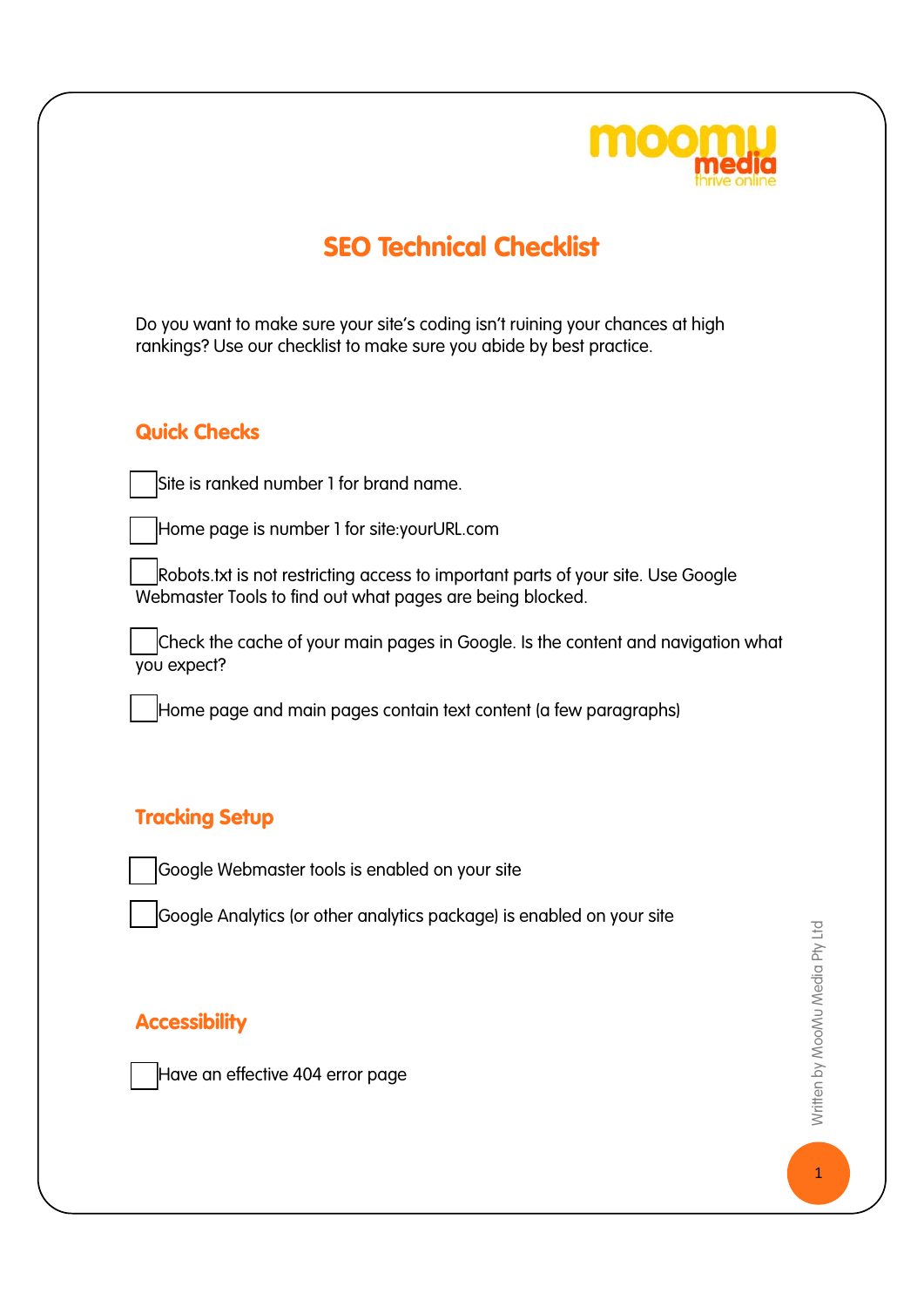# SEO Technical Checklist

Do you want to make sure your site's coding isn't ruining your chances at high rankings? Use our checklist to make sure you abide by best practice.

## Quick Checks

- [ ] Site is ranked number 1 for brand name.
- [ ] Home page is number 1 for site:yourURL.com
- [ ] Robots.txt is not restricting access to important parts of your site. Use Google Webmaster Tools to find out what pages are being blocked.
- [ ] Check the cache of your main pages in Google. Is the content and navigation what you expect?
- [ ] Home page and main pages contain text content (a few paragraphs)

## Tracking Setup

- [ ] Google Webmaster tools is enabled on your site
- [ ] Google Analytics (or other analytics package) is enabled on your site

## Accessibility

- [ ] Have an effective 404 error page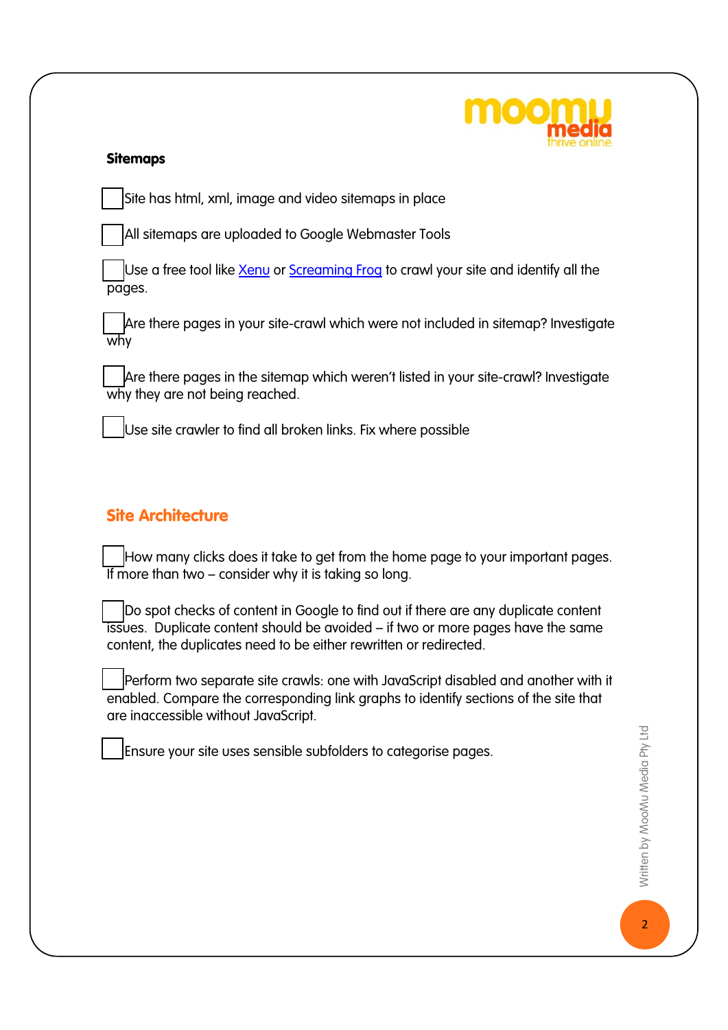**Sitemaps**

- [ ] Site has html, xml, image and video sitemaps in place
- [ ] All sitemaps are uploaded to Google Webmaster Tools
- [ ] Use a free tool like Xenu or Screaming Frog to crawl your site and identify all the pages.
- [ ] Are there pages in your site-crawl which were not included in sitemap? Investigate why
- [ ] Are there pages in the sitemap which weren't listed in your site-crawl? Investigate why they are not being reached.
- [ ] Use site crawler to find all broken links. Fix where possible

## Site Architecture

- [ ] How many clicks does it take to get from the home page to your important pages. If more than two – consider why it is taking so long.
- [ ] Do spot checks of content in Google to find out if there are any duplicate content issues. Duplicate content should be avoided – if two or more pages have the same content, the duplicates need to be either rewritten or redirected.
- [ ] Perform two separate site crawls: one with JavaScript disabled and another with it enabled. Compare the corresponding link graphs to identify sections of the site that are inaccessible without JavaScript.
- [ ] Ensure your site uses sensible subfolders to categorise pages.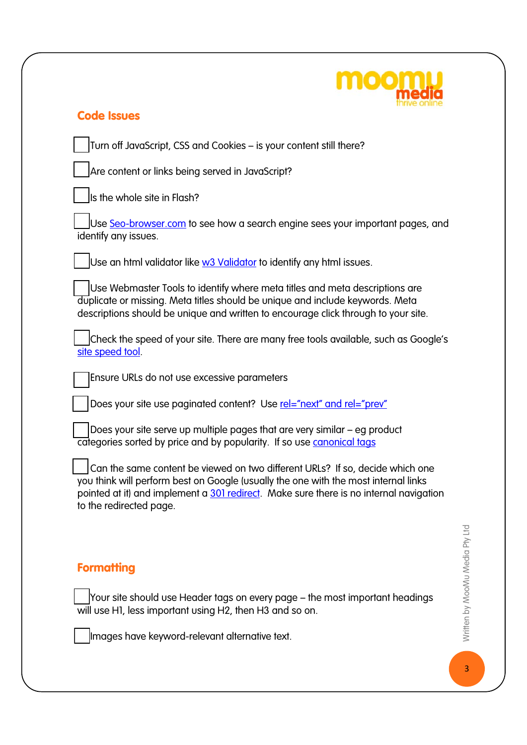## Code Issues

- [ ] Turn off JavaScript, CSS and Cookies – is your content still there?

- [ ] Are content or links being served in JavaScript?

- [ ] Is the whole site in Flash?

- [ ] Use Seo-browser.com to see how a search engine sees your important pages, and identify any issues.

- [ ] Use an html validator like w3 Validator to identify any html issues.

- [ ] Use Webmaster Tools to identify where meta titles and meta descriptions are duplicate or missing. Meta titles should be unique and include keywords. Meta descriptions should be unique and written to encourage click through to your site.

- [ ] Check the speed of your site. There are many free tools available, such as Google's site speed tool.

- [ ] Ensure URLs do not use excessive parameters

- [ ] Does your site use paginated content? Use rel="next" and rel="prev"

- [ ] Does your site serve up multiple pages that are very similar – eg product categories sorted by price and by popularity. If so use canonical tags

- [ ] Can the same content be viewed on two different URLs? If so, decide which one you think will perform best on Google (usually the one with the most internal links pointed at it) and implement a 301 redirect. Make sure there is no internal navigation to the redirected page.

## Formatting

- [ ] Your site should use Header tags on every page – the most important headings will use H1, less important using H2, then H3 and so on.

- [ ] Images have keyword-relevant alternative text.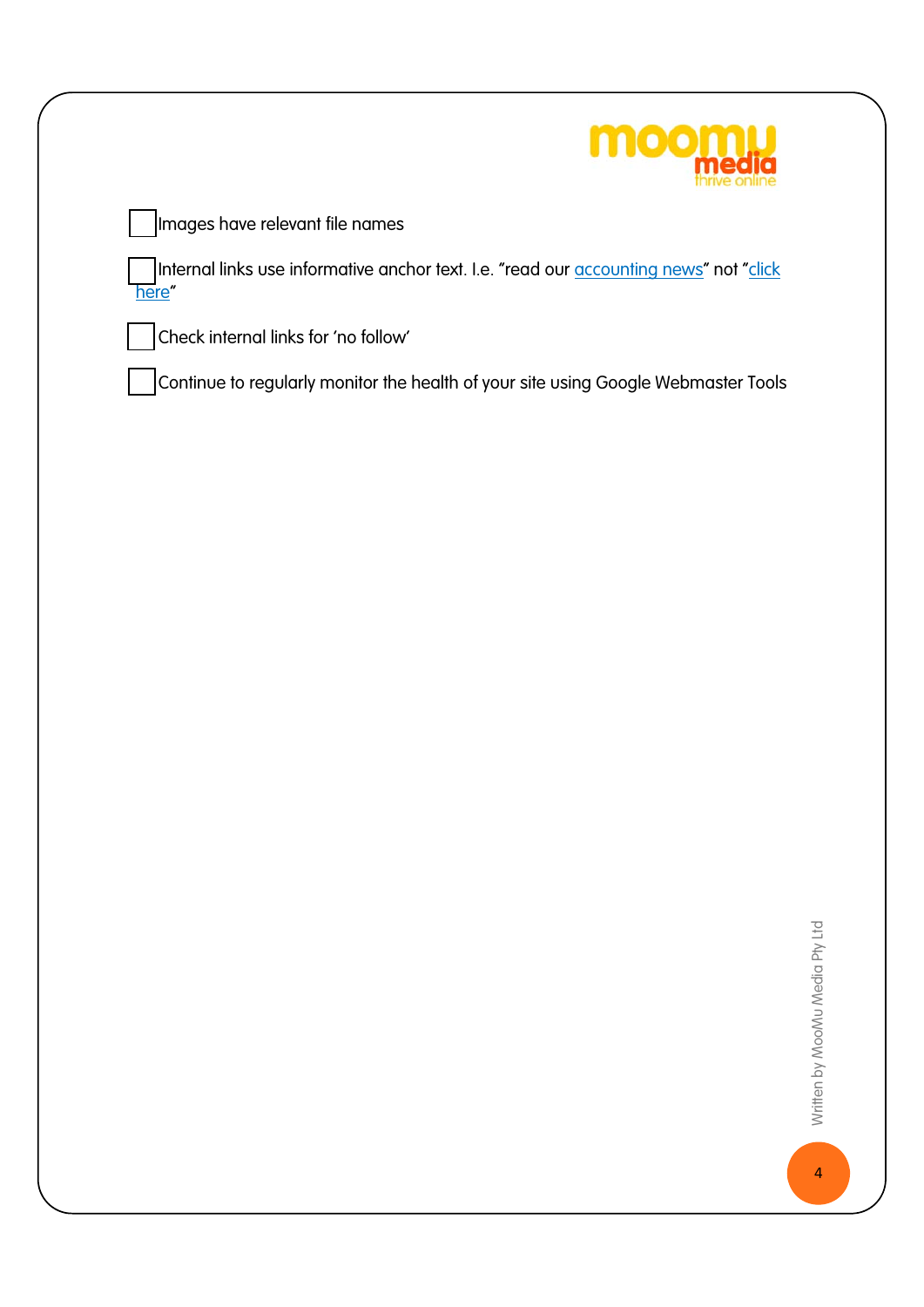- [ ] Images have relevant file names

- [ ] Internal links use informative anchor text. I.e. "read our accounting news" not "click here"

- [ ] Check internal links for 'no follow'

- [ ] Continue to regularly monitor the health of your site using Google Webmaster Tools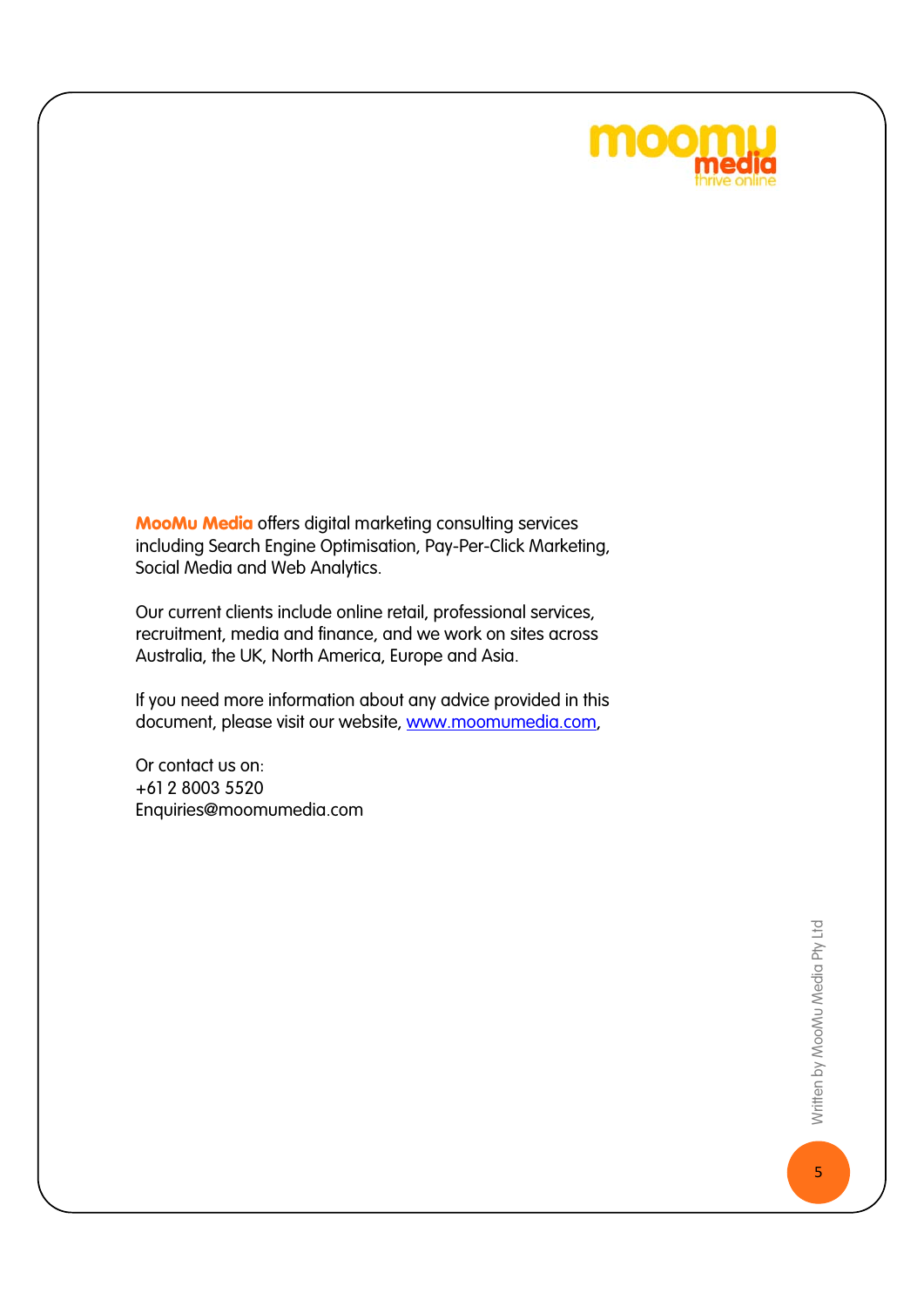**MooMu Media** offers digital marketing consulting services including Search Engine Optimisation, Pay-Per-Click Marketing, Social Media and Web Analytics.

Our current clients include online retail, professional services, recruitment, media and finance, and we work on sites across Australia, the UK, North America, Europe and Asia.

If you need more information about any advice provided in this document, please visit our website, [www.moomumedia.com](http://www.moomumedia.com),

Or contact us on:
+61 2 8003 5520
Enquiries@moomumedia.com